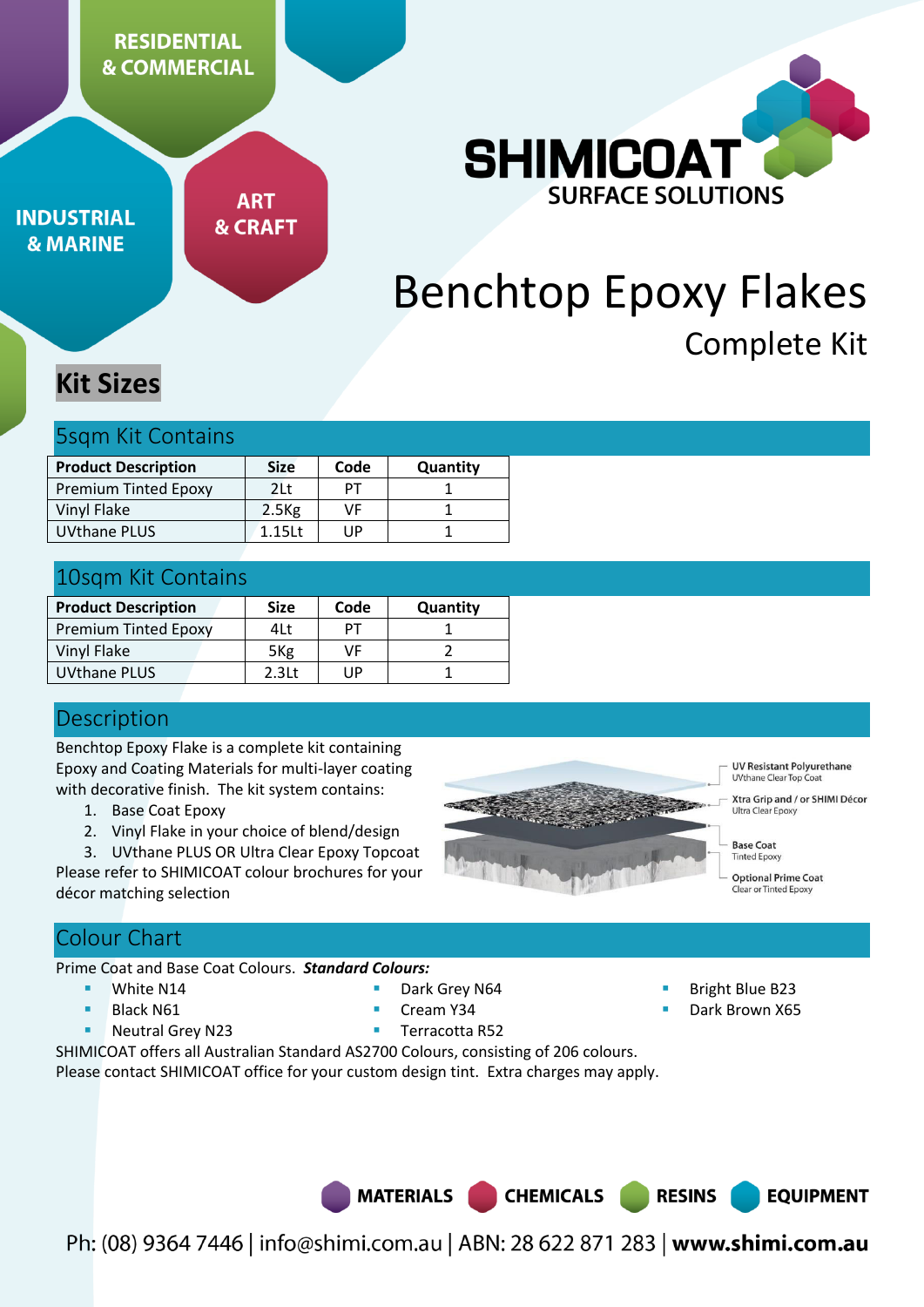RESIDENTIAL & COMMERCIAL

INDUSTRIAL & MARINE

ART & CRAFT

SHIMICOAT SURFACE SOLUTIONS

# Benchtop Epoxy Flakes

## Complete Kit

## Kit Sizes

### 5sqm Kit Contains

| Product Description | Size | Code | Quantity |
|---|---|---|---|
| Premium Tinted Epoxy | 2Lt | PT | 1 |
| Vinyl Flake | 2.5Kg | VF | 1 |
| UVthane PLUS | 1.15Lt | UP | 1 |

### 10sqm Kit Contains

| Product Description | Size | Code | Quantity |
|---|---|---|---|
| Premium Tinted Epoxy | 4Lt | PT | 1 |
| Vinyl Flake | 5Kg | VF | 2 |
| UVthane PLUS | 2.3Lt | UP | 1 |

### Description

Benchtop Epoxy Flake is a complete kit containing Epoxy and Coating Materials for multi-layer coating with decorative finish. The kit system contains:

1. Base Coat Epoxy
2. Vinyl Flake in your choice of blend/design
3. UVthane PLUS OR Ultra Clear Epoxy Topcoat

Please refer to SHIMICOAT colour brochures for your décor matching selection

UV Resistant Polyurethane
UVthane Clear Top Coat

Xtra Grip and / or SHIMI Décor
Ultra Clear Epoxy

Base Coat
Tinted Epoxy

Optional Prime Coat
Clear or Tinted Epoxy

### Colour Chart

Prime Coat and Base Coat Colours. ***Standard Colours:***

- White N14
- Black N61
- Neutral Grey N23
- Dark Grey N64
- Cream Y34
- Terracotta R52
- Bright Blue B23
- Dark Brown X65

SHIMICOAT offers all Australian Standard AS2700 Colours, consisting of 206 colours.
Please contact SHIMICOAT office for your custom design tint. Extra charges may apply.

MATERIALS CHEMICALS RESINS EQUIPMENT

Ph: (08) 9364 7446 | info@shimi.com.au | ABN: 28 622 871 283 | **www.shimi.com.au**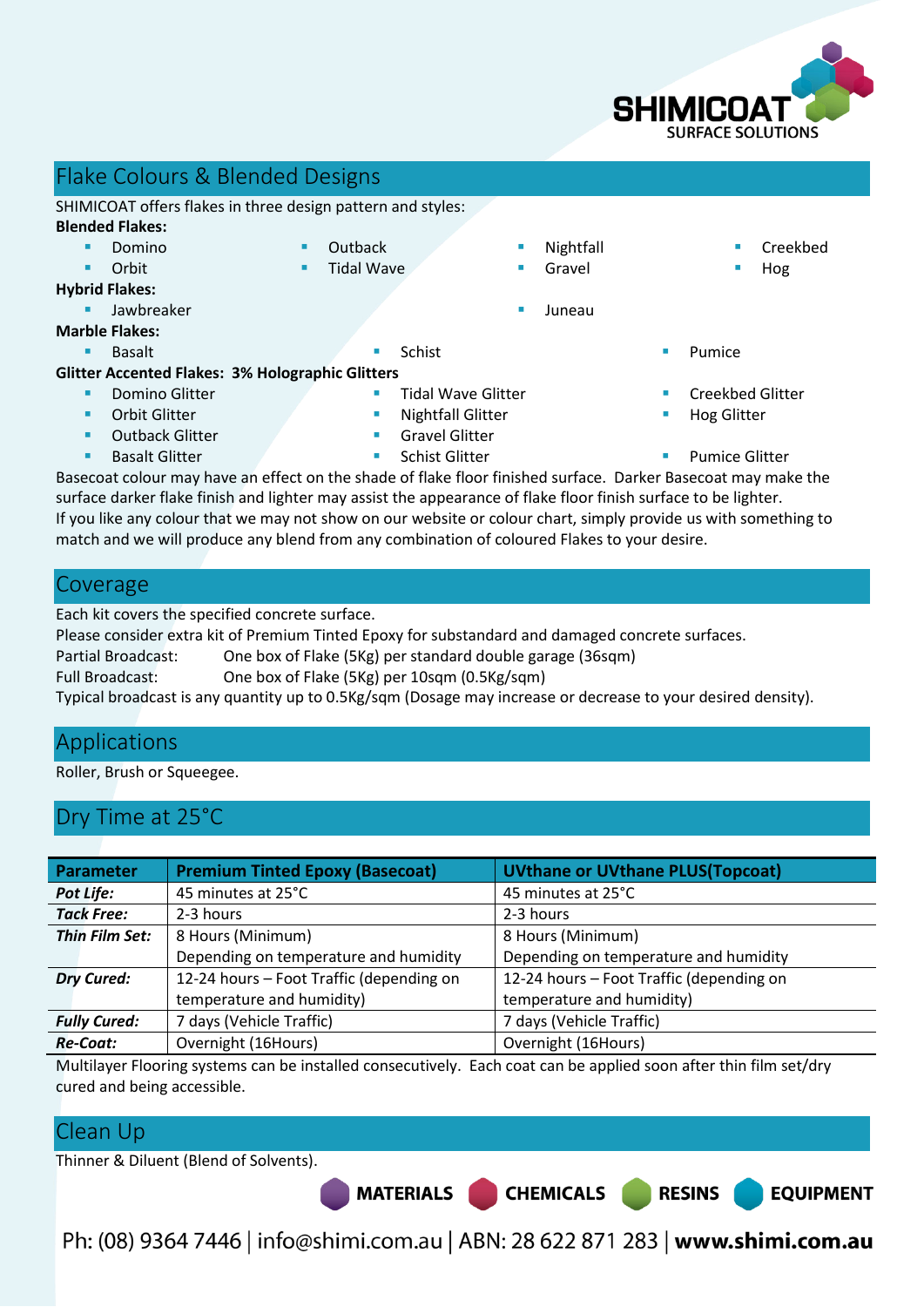## Flake Colours & Blended Designs

SHIMICOAT offers flakes in three design pattern and styles:

**Blended Flakes:**

- Domino
- Orbit
- Outback
- Tidal Wave
- Nightfall
- Gravel
- Creekbed
- Hog

**Hybrid Flakes:**

- Jawbreaker
- Juneau

**Marble Flakes:**

- Basalt
- Schist
- Pumice

**Glitter Accented Flakes: 3% Holographic Glitters**

- Domino Glitter
- Orbit Glitter
- Outback Glitter
- Basalt Glitter
- Tidal Wave Glitter
- Nightfall Glitter
- Gravel Glitter
- Schist Glitter
- Creekbed Glitter
- Hog Glitter
- Pumice Glitter

Basecoat colour may have an effect on the shade of flake floor finished surface. Darker Basecoat may make the surface darker flake finish and lighter may assist the appearance of flake floor finish surface to be lighter. If you like any colour that we may not show on our website or colour chart, simply provide us with something to match and we will produce any blend from any combination of coloured Flakes to your desire.

## Coverage

Each kit covers the specified concrete surface.
Please consider extra kit of Premium Tinted Epoxy for substandard and damaged concrete surfaces.
Partial Broadcast: One box of Flake (5Kg) per standard double garage (36sqm)
Full Broadcast: One box of Flake (5Kg) per 10sqm (0.5Kg/sqm)
Typical broadcast is any quantity up to 0.5Kg/sqm (Dosage may increase or decrease to your desired density).

## Applications

Roller, Brush or Squeegee.

## Dry Time at 25°C

| Parameter | Premium Tinted Epoxy (Basecoat) | UVthane or UVthane PLUS(Topcoat) |
|---|---|---|
| ***Pot Life:*** | 45 minutes at 25°C | 45 minutes at 25°C |
| ***Tack Free:*** | 2-3 hours | 2-3 hours |
| ***Thin Film Set:*** | 8 Hours (Minimum) Depending on temperature and humidity | 8 Hours (Minimum) Depending on temperature and humidity |
| ***Dry Cured:*** | 12-24 hours – Foot Traffic (depending on temperature and humidity) | 12-24 hours – Foot Traffic (depending on temperature and humidity) |
| ***Fully Cured:*** | 7 days (Vehicle Traffic) | 7 days (Vehicle Traffic) |
| ***Re-Coat:*** | Overnight (16Hours) | Overnight (16Hours) |

Multilayer Flooring systems can be installed consecutively. Each coat can be applied soon after thin film set/dry cured and being accessible.

## Clean Up

Thinner & Diluent (Blend of Solvents).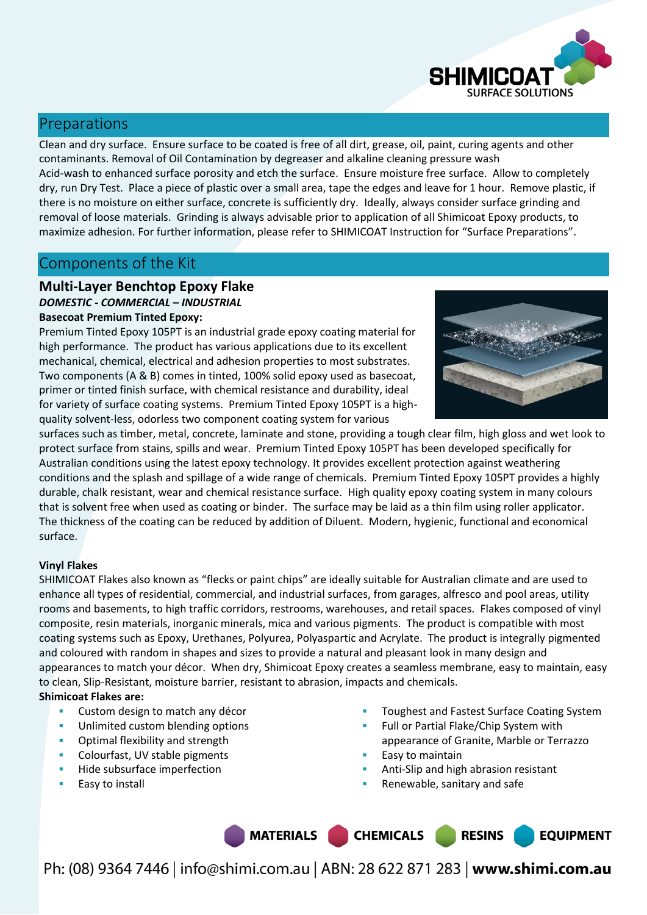## Preparations

Clean and dry surface. Ensure surface to be coated is free of all dirt, grease, oil, paint, curing agents and other contaminants. Removal of Oil Contamination by degreaser and alkaline cleaning pressure wash
Acid-wash to enhanced surface porosity and etch the surface. Ensure moisture free surface. Allow to completely dry, run Dry Test. Place a piece of plastic over a small area, tape the edges and leave for 1 hour. Remove plastic, if there is no moisture on either surface, concrete is sufficiently dry. Ideally, always consider surface grinding and removal of loose materials. Grinding is always advisable prior to application of all Shimicoat Epoxy products, to maximize adhesion. For further information, please refer to SHIMICOAT Instruction for "Surface Preparations".

## Components of the Kit

### Multi-Layer Benchtop Epoxy Flake

***DOMESTIC - COMMERCIAL – INDUSTRIAL***

**Basecoat Premium Tinted Epoxy:**

Premium Tinted Epoxy 105PT is an industrial grade epoxy coating material for high performance. The product has various applications due to its excellent mechanical, chemical, electrical and adhesion properties to most substrates. Two components (A & B) comes in tinted, 100% solid epoxy used as basecoat, primer or tinted finish surface, with chemical resistance and durability, ideal for variety of surface coating systems. Premium Tinted Epoxy 105PT is a high-quality solvent-less, odorless two component coating system for various surfaces such as timber, metal, concrete, laminate and stone, providing a tough clear film, high gloss and wet look to protect surface from stains, spills and wear. Premium Tinted Epoxy 105PT has been developed specifically for Australian conditions using the latest epoxy technology. It provides excellent protection against weathering conditions and the splash and spillage of a wide range of chemicals. Premium Tinted Epoxy 105PT provides a highly durable, chalk resistant, wear and chemical resistance surface. High quality epoxy coating system in many colours that is solvent free when used as coating or binder. The surface may be laid as a thin film using roller applicator. The thickness of the coating can be reduced by addition of Diluent. Modern, hygienic, functional and economical surface.

**Vinyl Flakes**

SHIMICOAT Flakes also known as "flecks or paint chips" are ideally suitable for Australian climate and are used to enhance all types of residential, commercial, and industrial surfaces, from garages, alfresco and pool areas, utility rooms and basements, to high traffic corridors, restrooms, warehouses, and retail spaces. Flakes composed of vinyl composite, resin materials, inorganic minerals, mica and various pigments. The product is compatible with most coating systems such as Epoxy, Urethanes, Polyurea, Polyaspartic and Acrylate. The product is integrally pigmented and coloured with random in shapes and sizes to provide a natural and pleasant look in many design and appearances to match your décor. When dry, Shimicoat Epoxy creates a seamless membrane, easy to maintain, easy to clean, Slip-Resistant, moisture barrier, resistant to abrasion, impacts and chemicals.

**Shimicoat Flakes are:**

- Custom design to match any décor
- Unlimited custom blending options
- Optimal flexibility and strength
- Colourfast, UV stable pigments
- Hide subsurface imperfection
- Easy to install
- Toughest and Fastest Surface Coating System
- Full or Partial Flake/Chip System with appearance of Granite, Marble or Terrazzo
- Easy to maintain
- Anti-Slip and high abrasion resistant
- Renewable, sanitary and safe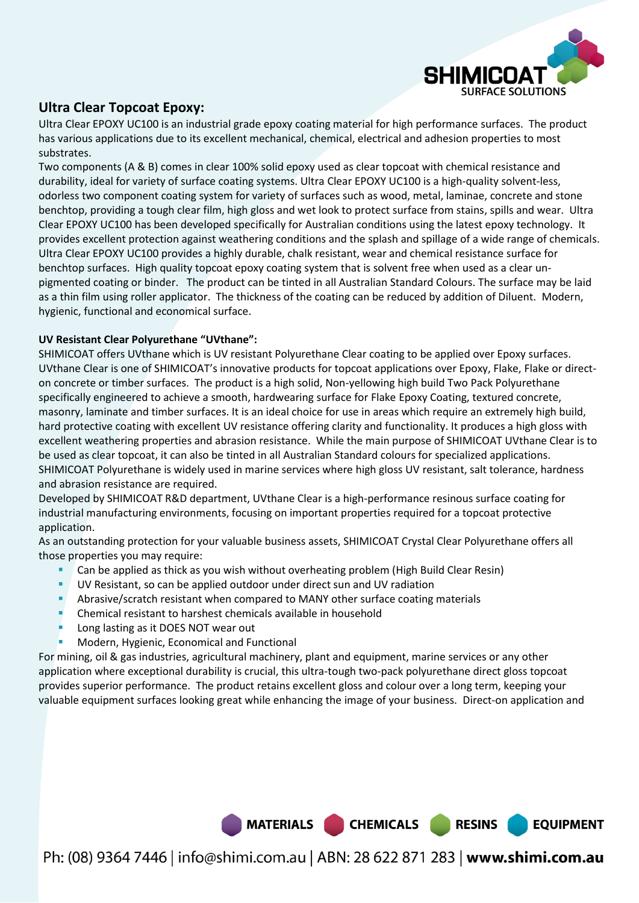## Ultra Clear Topcoat Epoxy:

Ultra Clear EPOXY UC100 is an industrial grade epoxy coating material for high performance surfaces. The product has various applications due to its excellent mechanical, chemical, electrical and adhesion properties to most substrates.

Two components (A & B) comes in clear 100% solid epoxy used as clear topcoat with chemical resistance and durability, ideal for variety of surface coating systems. Ultra Clear EPOXY UC100 is a high-quality solvent-less, odorless two component coating system for variety of surfaces such as wood, metal, laminae, concrete and stone benchtop, providing a tough clear film, high gloss and wet look to protect surface from stains, spills and wear. Ultra Clear EPOXY UC100 has been developed specifically for Australian conditions using the latest epoxy technology. It provides excellent protection against weathering conditions and the splash and spillage of a wide range of chemicals. Ultra Clear EPOXY UC100 provides a highly durable, chalk resistant, wear and chemical resistance surface for benchtop surfaces. High quality topcoat epoxy coating system that is solvent free when used as a clear un-pigmented coating or binder. The product can be tinted in all Australian Standard Colours. The surface may be laid as a thin film using roller applicator. The thickness of the coating can be reduced by addition of Diluent. Modern, hygienic, functional and economical surface.

### UV Resistant Clear Polyurethane "UVthane":

SHIMICOAT offers UVthane which is UV resistant Polyurethane Clear coating to be applied over Epoxy surfaces. UVthane Clear is one of SHIMICOAT's innovative products for topcoat applications over Epoxy, Flake, Flake or direct-on concrete or timber surfaces. The product is a high solid, Non-yellowing high build Two Pack Polyurethane specifically engineered to achieve a smooth, hardwearing surface for Flake Epoxy Coating, textured concrete, masonry, laminate and timber surfaces. It is an ideal choice for use in areas which require an extremely high build, hard protective coating with excellent UV resistance offering clarity and functionality. It produces a high gloss with excellent weathering properties and abrasion resistance. While the main purpose of SHIMICOAT UVthane Clear is to be used as clear topcoat, it can also be tinted in all Australian Standard colours for specialized applications. SHIMICOAT Polyurethane is widely used in marine services where high gloss UV resistant, salt tolerance, hardness and abrasion resistance are required.

Developed by SHIMICOAT R&D department, UVthane Clear is a high-performance resinous surface coating for industrial manufacturing environments, focusing on important properties required for a topcoat protective application.

As an outstanding protection for your valuable business assets, SHIMICOAT Crystal Clear Polyurethane offers all those properties you may require:

- Can be applied as thick as you wish without overheating problem (High Build Clear Resin)
- UV Resistant, so can be applied outdoor under direct sun and UV radiation
- Abrasive/scratch resistant when compared to MANY other surface coating materials
- Chemical resistant to harshest chemicals available in household
- Long lasting as it DOES NOT wear out
- Modern, Hygienic, Economical and Functional

For mining, oil & gas industries, agricultural machinery, plant and equipment, marine services or any other application where exceptional durability is crucial, this ultra-tough two-pack polyurethane direct gloss topcoat provides superior performance. The product retains excellent gloss and colour over a long term, keeping your valuable equipment surfaces looking great while enhancing the image of your business. Direct-on application and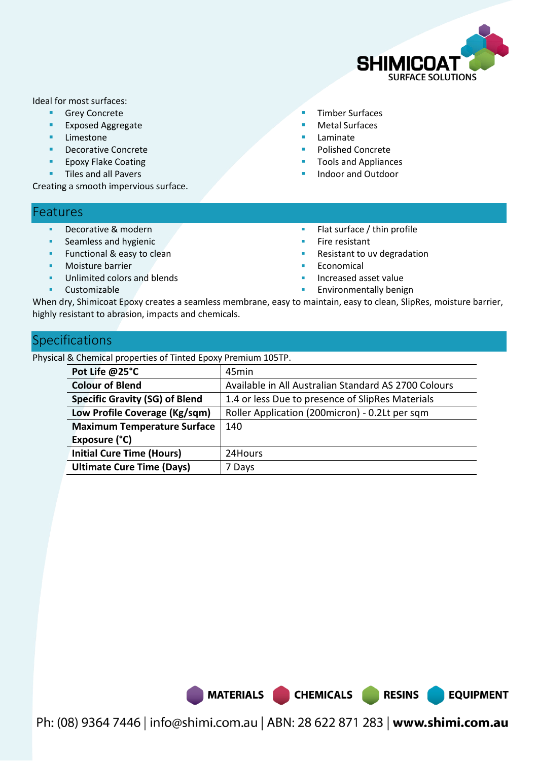Ideal for most surfaces:

- Grey Concrete
- Exposed Aggregate
- Limestone
- Decorative Concrete
- Epoxy Flake Coating
- Tiles and all Pavers
- Timber Surfaces
- Metal Surfaces
- Laminate
- Polished Concrete
- Tools and Appliances
- Indoor and Outdoor

Creating a smooth impervious surface.

## Features

- Decorative & modern
- Seamless and hygienic
- Functional & easy to clean
- Moisture barrier
- Unlimited colors and blends
- Customizable
- Flat surface / thin profile
- Fire resistant
- Resistant to uv degradation
- Economical
- Increased asset value
- Environmentally benign

When dry, Shimicoat Epoxy creates a seamless membrane, easy to maintain, easy to clean, SlipRes, moisture barrier, highly resistant to abrasion, impacts and chemicals.

## Specifications

Physical & Chemical properties of Tinted Epoxy Premium 105TP.

| Property | Value |
|---|---|
| **Pot Life @25°C** | 45min |
| **Colour of Blend** | Available in All Australian Standard AS 2700 Colours |
| **Specific Gravity (SG) of Blend** | 1.4 or less Due to presence of SlipRes Materials |
| **Low Profile Coverage (Kg/sqm)** | Roller Application (200micron) - 0.2Lt per sqm |
| **Maximum Temperature Surface Exposure (°C)** | 140 |
| **Initial Cure Time (Hours)** | 24Hours |
| **Ultimate Cure Time (Days)** | 7 Days |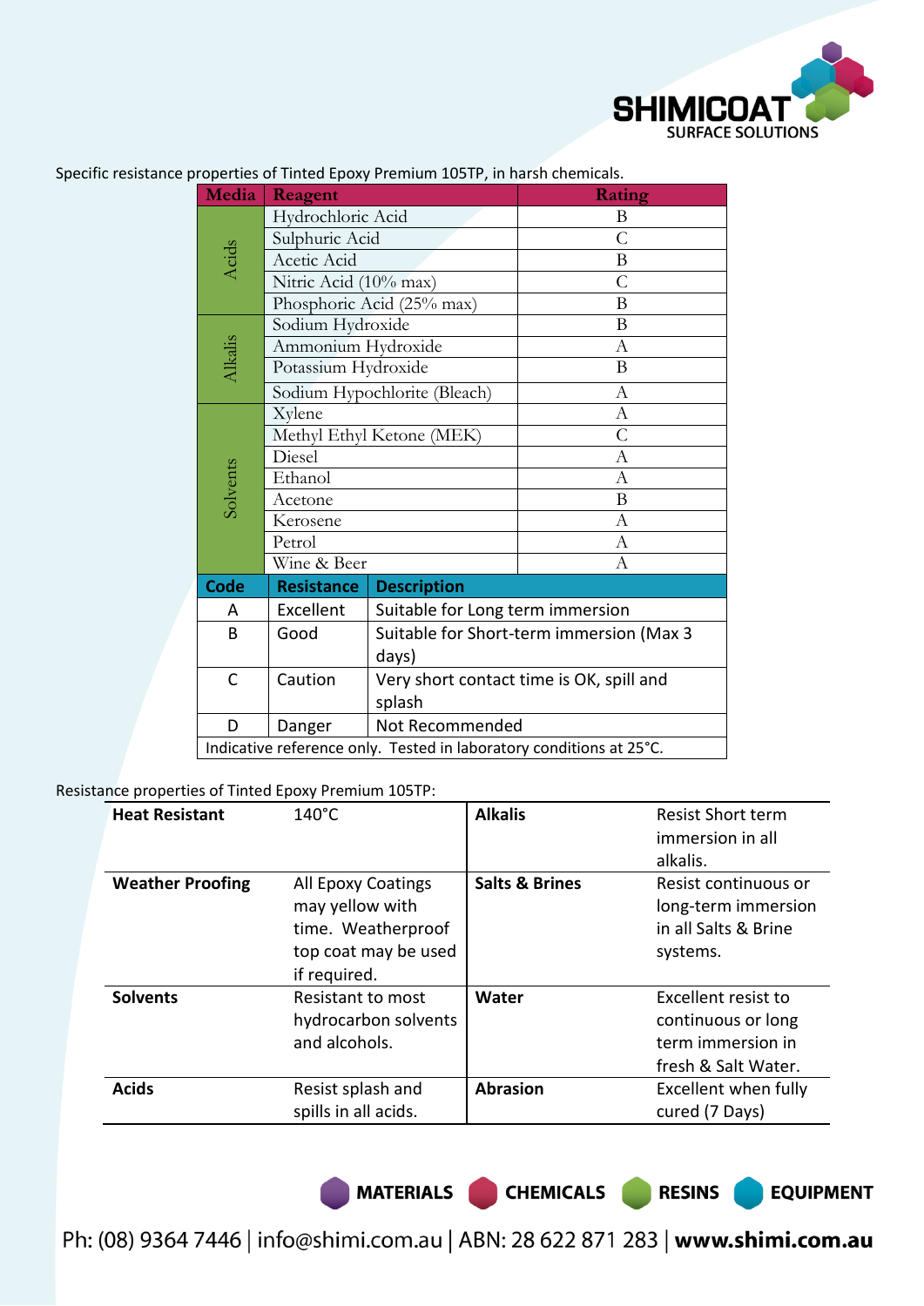Specific resistance properties of Tinted Epoxy Premium 105TP, in harsh chemicals.

| Media | Reagent | Rating |
|---|---|---|
| Acids | Hydrochloric Acid | B |
| | Sulphuric Acid | C |
| | Acetic Acid | B |
| | Nitric Acid (10% max) | C |
| | Phosphoric Acid (25% max) | B |
| Alkalis | Sodium Hydroxide | B |
| | Ammonium Hydroxide | A |
| | Potassium Hydroxide | B |
| | Sodium Hypochlorite (Bleach) | A |
| Solvents | Xylene | A |
| | Methyl Ethyl Ketone (MEK) | C |
| | Diesel | A |
| | Ethanol | A |
| | Acetone | B |
| | Kerosene | A |
| | Petrol | A |
| | Wine & Beer | A |

| Code | Resistance | Description |
|---|---|---|
| A | Excellent | Suitable for Long term immersion |
| B | Good | Suitable for Short-term immersion (Max 3 days) |
| C | Caution | Very short contact time is OK, spill and splash |
| D | Danger | Not Recommended |

Indicative reference only. Tested in laboratory conditions at 25°C.

Resistance properties of Tinted Epoxy Premium 105TP:

| | | | |
|---|---|---|---|
| **Heat Resistant** | 140°C | **Alkalis** | Resist Short term immersion in all alkalis. |
| **Weather Proofing** | All Epoxy Coatings may yellow with time. Weatherproof top coat may be used if required. | **Salts & Brines** | Resist continuous or long-term immersion in all Salts & Brine systems. |
| **Solvents** | Resistant to most hydrocarbon solvents and alcohols. | **Water** | Excellent resist to continuous or long term immersion in fresh & Salt Water. |
| **Acids** | Resist splash and spills in all acids. | **Abrasion** | Excellent when fully cured (7 Days) |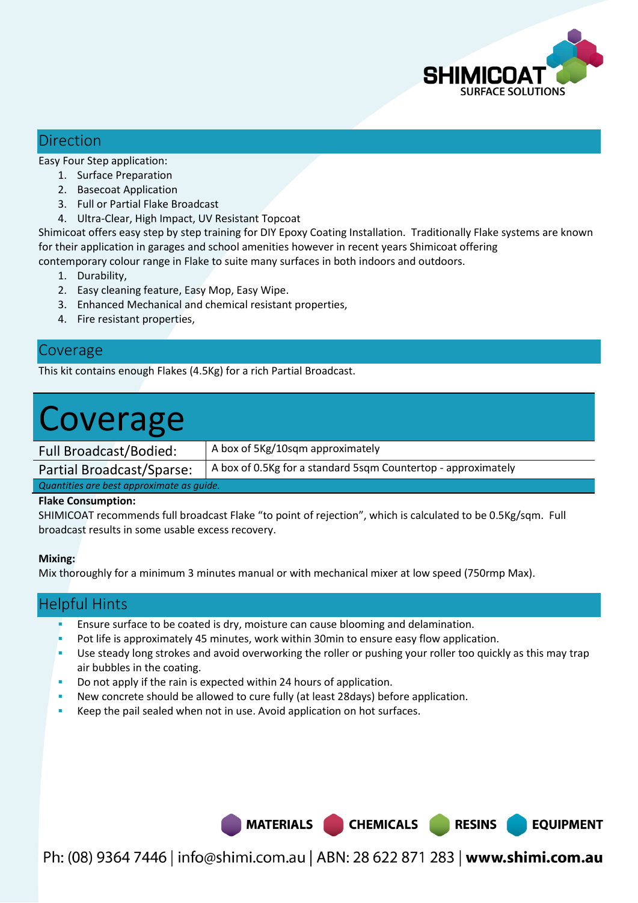## Direction

Easy Four Step application:

1. Surface Preparation
2. Basecoat Application
3. Full or Partial Flake Broadcast
4. Ultra-Clear, High Impact, UV Resistant Topcoat

Shimicoat offers easy step by step training for DIY Epoxy Coating Installation. Traditionally Flake systems are known for their application in garages and school amenities however in recent years Shimicoat offering contemporary colour range in Flake to suite many surfaces in both indoors and outdoors.

1. Durability,
2. Easy cleaning feature, Easy Mop, Easy Wipe.
3. Enhanced Mechanical and chemical resistant properties,
4. Fire resistant properties,

## Coverage

This kit contains enough Flakes (4.5Kg) for a rich Partial Broadcast.

# Coverage

| | |
|---|---|
| Full Broadcast/Bodied: | A box of 5Kg/10sqm approximately |
| Partial Broadcast/Sparse: | A box of 0.5Kg for a standard 5sqm Countertop - approximately |

*Quantities are best approximate as guide.*

**Flake Consumption:**

SHIMICOAT recommends full broadcast Flake "to point of rejection", which is calculated to be 0.5Kg/sqm. Full broadcast results in some usable excess recovery.

**Mixing:**

Mix thoroughly for a minimum 3 minutes manual or with mechanical mixer at low speed (750rmp Max).

## Helpful Hints

- Ensure surface to be coated is dry, moisture can cause blooming and delamination.
- Pot life is approximately 45 minutes, work within 30min to ensure easy flow application.
- Use steady long strokes and avoid overworking the roller or pushing your roller too quickly as this may trap air bubbles in the coating.
- Do not apply if the rain is expected within 24 hours of application.
- New concrete should be allowed to cure fully (at least 28days) before application.
- Keep the pail sealed when not in use. Avoid application on hot surfaces.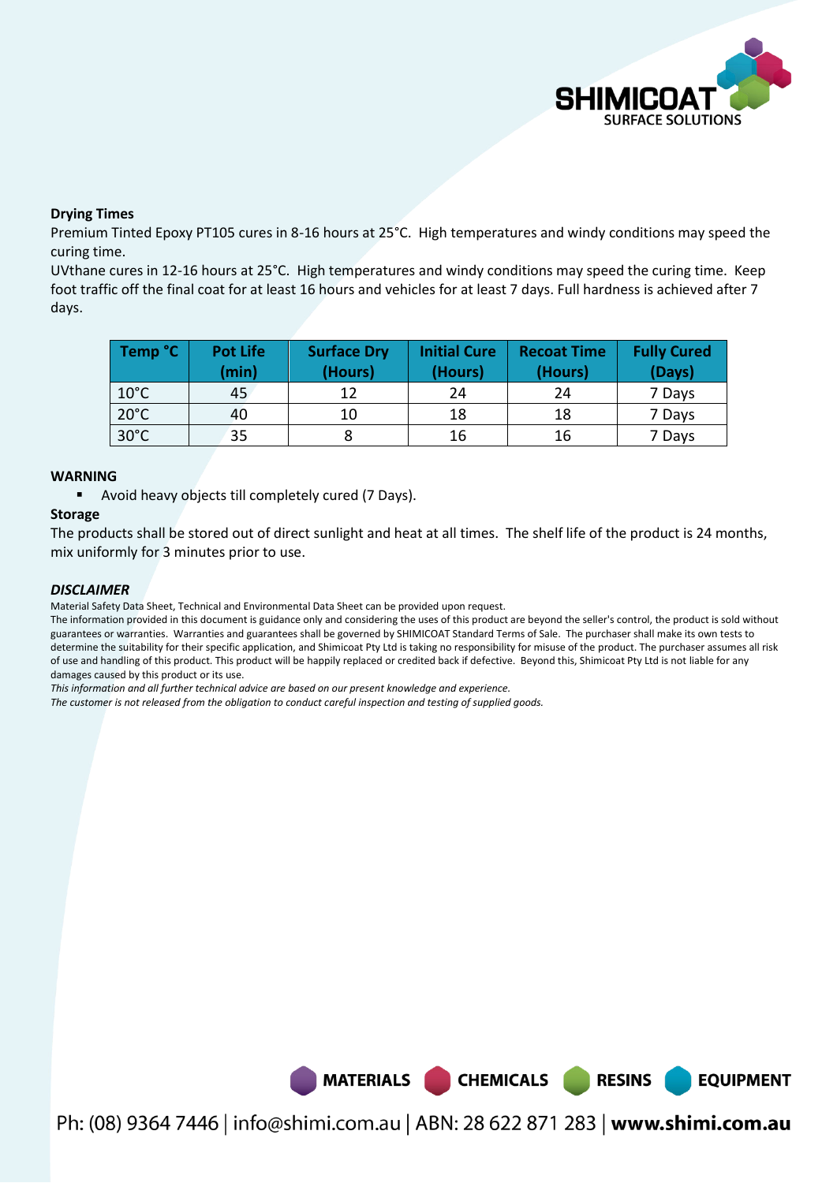**Drying Times**

Premium Tinted Epoxy PT105 cures in 8-16 hours at 25°C. High temperatures and windy conditions may speed the curing time.

UVthane cures in 12-16 hours at 25°C. High temperatures and windy conditions may speed the curing time. Keep foot traffic off the final coat for at least 16 hours and vehicles for at least 7 days. Full hardness is achieved after 7 days.

| Temp °C | Pot Life (min) | Surface Dry (Hours) | Initial Cure (Hours) | Recoat Time (Hours) | Fully Cured (Days) |
|---|---|---|---|---|---|
| 10°C | 45 | 12 | 24 | 24 | 7 Days |
| 20°C | 40 | 10 | 18 | 18 | 7 Days |
| 30°C | 35 | 8 | 16 | 16 | 7 Days |

**WARNING**

- Avoid heavy objects till completely cured (7 Days).

**Storage**

The products shall be stored out of direct sunlight and heat at all times. The shelf life of the product is 24 months, mix uniformly for 3 minutes prior to use.

***DISCLAIMER***

Material Safety Data Sheet, Technical and Environmental Data Sheet can be provided upon request.

The information provided in this document is guidance only and considering the uses of this product are beyond the seller's control, the product is sold without guarantees or warranties. Warranties and guarantees shall be governed by SHIMICOAT Standard Terms of Sale. The purchaser shall make its own tests to determine the suitability for their specific application, and Shimicoat Pty Ltd is taking no responsibility for misuse of the product. The purchaser assumes all risk of use and handling of this product. This product will be happily replaced or credited back if defective. Beyond this, Shimicoat Pty Ltd is not liable for any damages caused by this product or its use.

*This information and all further technical advice are based on our present knowledge and experience.*

*The customer is not released from the obligation to conduct careful inspection and testing of supplied goods.*